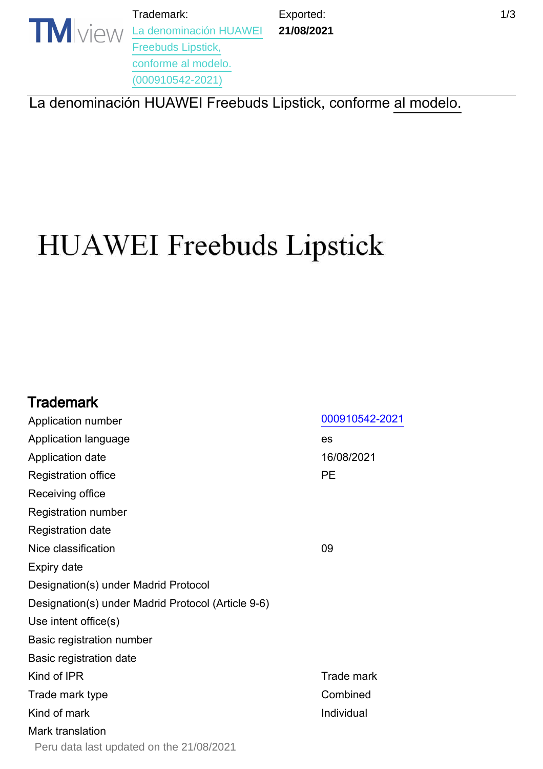Trademark: La denominación HUAWEI Freebuds Lipstick, conforme al modelo. (000910542-2021)

Exported: **21/08/2021**

La denominación HUAWEI Freebuds Lipstick, conforme al modelo.

HUAWEI Freebuds Lipstick

## Trademark

| | |
|---|---|
| Application number | 000910542-2021 |
| Application language | es |
| Application date | 16/08/2021 |
| Registration office | PE |
| Receiving office | |
| Registration number | |
| Registration date | |
| Nice classification | 09 |
| Expiry date | |
| Designation(s) under Madrid Protocol | |
| Designation(s) under Madrid Protocol (Article 9-6) | |
| Use intent office(s) | |
| Basic registration number | |
| Basic registration date | |
| Kind of IPR | Trade mark |
| Trade mark type | Combined |
| Kind of mark | Individual |
| Mark translation | |

Peru data last updated on the 21/08/2021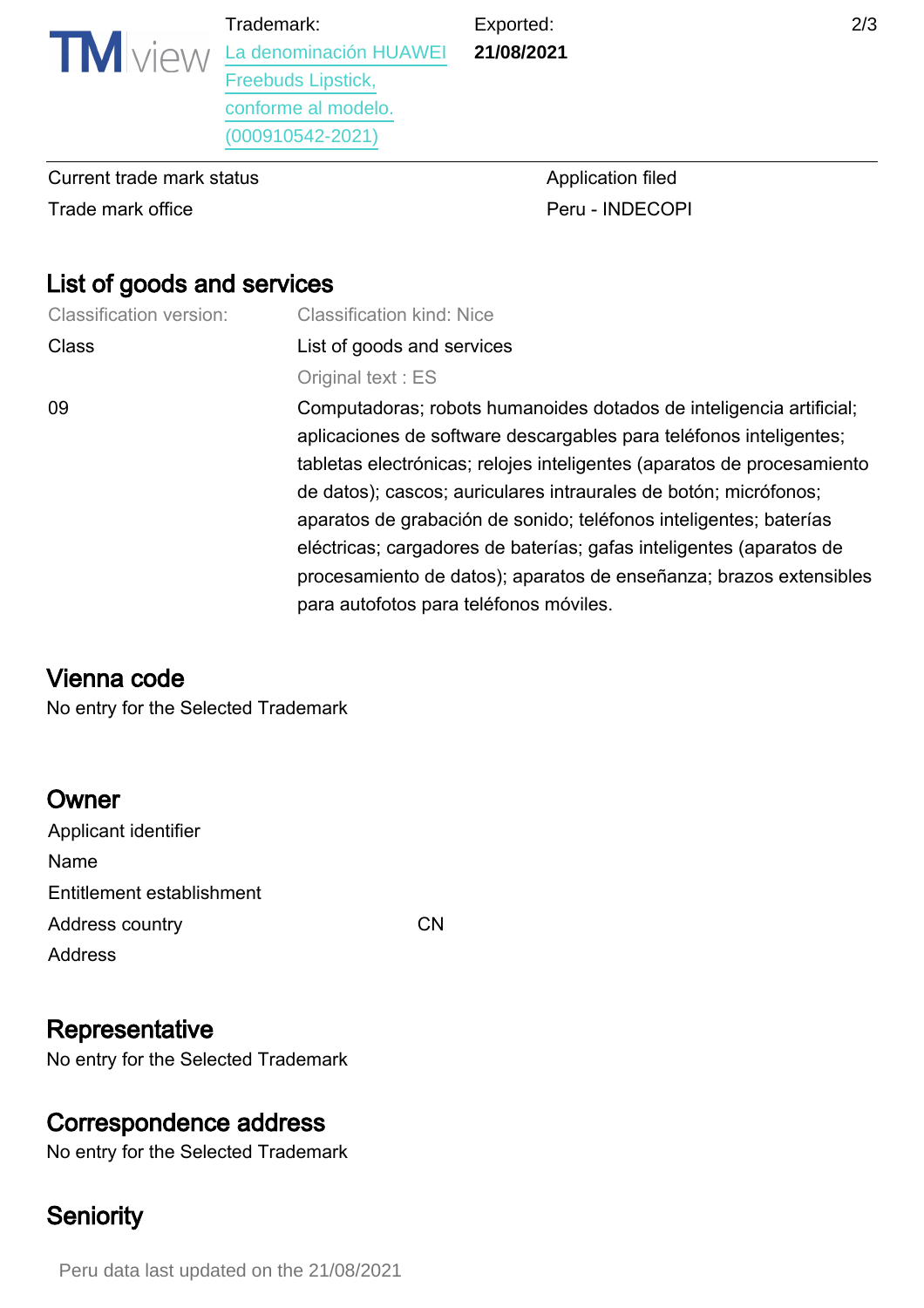| Trademark: | Exported: |
|---|---|
| La denominación HUAWEI Freebuds Lipstick, conforme al modelo. (000910542-2021) | **21/08/2021** |

| | |
|---|---|
| Current trade mark status | Application filed |
| Trade mark office | Peru - INDECOPI |

## List of goods and services

| Classification version: | Classification kind: Nice |
|---|---|
| Class | List of goods and services |
| | Original text : ES |
| 09 | Computadoras; robots humanoides dotados de inteligencia artificial; aplicaciones de software descargables para teléfonos inteligentes; tabletas electrónicas; relojes inteligentes (aparatos de procesamiento de datos); cascos; auriculares intraurales de botón; micrófonos; aparatos de grabación de sonido; teléfonos inteligentes; baterías eléctricas; cargadores de baterías; gafas inteligentes (aparatos de procesamiento de datos); aparatos de enseñanza; brazos extensibles para autofotos para teléfonos móviles. |

## Vienna code

No entry for the Selected Trademark

## Owner

| | |
|---|---|
| Applicant identifier | |
| Name | |
| Entitlement establishment | |
| Address country | CN |
| Address | |

## Representative

No entry for the Selected Trademark

## Correspondence address

No entry for the Selected Trademark

## Seniority

Peru data last updated on the 21/08/2021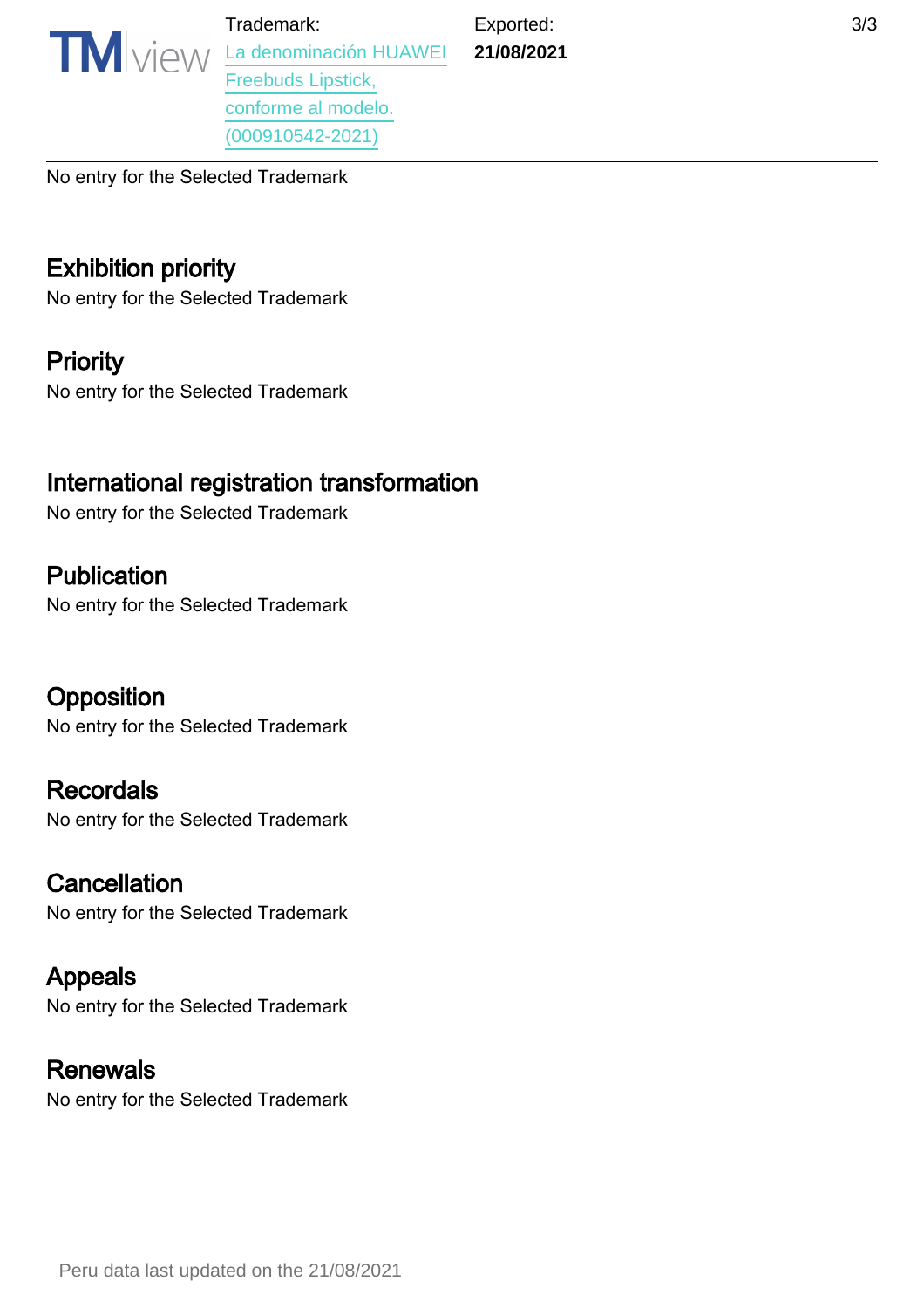No entry for the Selected Trademark

## Exhibition priority

No entry for the Selected Trademark

## Priority

No entry for the Selected Trademark

## International registration transformation

No entry for the Selected Trademark

## Publication

No entry for the Selected Trademark

## Opposition

No entry for the Selected Trademark

## Recordals

No entry for the Selected Trademark

## Cancellation

No entry for the Selected Trademark

## Appeals

No entry for the Selected Trademark

## Renewals

No entry for the Selected Trademark

Peru data last updated on the 21/08/2021